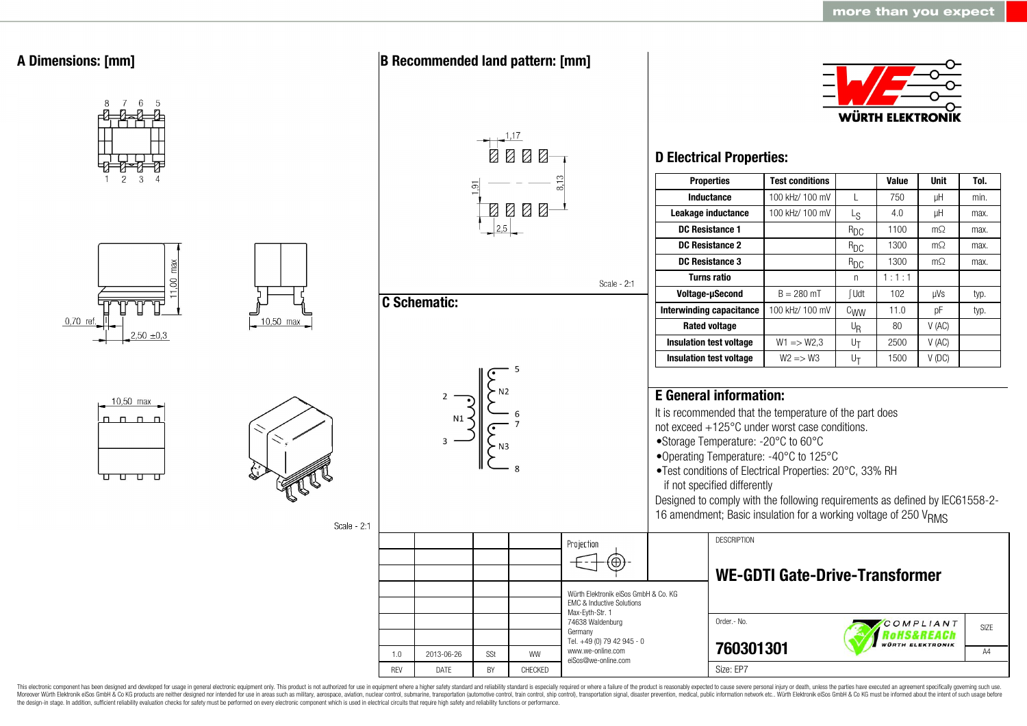more than you expect

## A Dimensions: [mm]

8 7 6 5

1 2 3 4

11,00 max

0,70 ref.

2,50 ±0,3

10,50 max

10,50 max

Scale - 2:1

## B Recommended land pattern: [mm]

1,17

1,91

8,13

2,5

Scale - 2:1

## C Schematic:

2, N1, 3, 5, N2, 6, 7, N3, 8

WÜRTH ELEKTRONIK

## D Electrical Properties:

| Properties | Test conditions | | Value | Unit | Tol. |
|---|---|---|---|---|---|
| Inductance | 100 kHz/ 100 mV | L | 750 | µH | min. |
| Leakage inductance | 100 kHz/ 100 mV | $L_S$ | 4.0 | µH | max. |
| DC Resistance 1 | | $R_{DC}$ | 1100 | mΩ | max. |
| DC Resistance 2 | | $R_{DC}$ | 1300 | mΩ | max. |
| DC Resistance 3 | | $R_{DC}$ | 1300 | mΩ | max. |
| Turns ratio | | n | 1 : 1 : 1 | | |
| Voltage-µSecond | B = 280 mT | ∫Udt | 102 | µVs | typ. |
| Interwinding capacitance | 100 kHz/ 100 mV | $C_{WW}$ | 11.0 | pF | typ. |
| Rated voltage | | $U_R$ | 80 | V (AC) | |
| Insulation test voltage | W1 => W2,3 | $U_T$ | 2500 | V (AC) | |
| Insulation test voltage | W2 => W3 | $U_T$ | 1500 | V (DC) | |

## E General information:

It is recommended that the temperature of the part does not exceed +125°C under worst case conditions.

- Storage Temperature: -20°C to 60°C
- Operating Temperature: -40°C to 125°C
- Test conditions of Electrical Properties: 20°C, 33% RH if not specified differently

Designed to comply with the following requirements as defined by IEC61558-2-16 amendment; Basic insulation for a working voltage of 250 $V_{RMS}$

| | | | | Projection |
|---|---|---|---|---|
| 1.0 | 2013-06-26 | SSt | WW | |
| REV | DATE | BY | CHECKED | |

Würth Elektronik eiSos GmbH & Co. KG
EMC & Inductive Solutions
Max-Eyth-Str. 1
74638 Waldenburg
Germany
Tel. +49 (0) 79 42 945 - 0
www.we-online.com
eiSos@we-online.com

DESCRIPTION

**WE-GDTI Gate-Drive-Transformer**

Order.- No.

**760301301**

COMPLIANT RoHS&REACh WÜRTH ELEKTRONIK

SIZE: A4

Size: EP7

This electronic component has been designed and developed for usage in general electronic equipment only. This product is not authorized for use in equipment where a higher safety standard and reliability standard is especially required or where a failure of the product is reasonably expected to cause severe personal injury or death, unless the parties have executed an agreement specifically governing such use. Moreover Würth Elektronik eiSos GmbH & Co KG products are neither designed nor intended for use in areas such as military, aerospace, aviation, nuclear control, submarine, transportation (automotive control, train control, ship control), transportation signal, disaster prevention, medical, public information network etc.. Würth Elektronik eiSos GmbH & Co KG must be informed about the intent of such usage before the design-in stage. In addition, sufficient reliability evaluation checks for safety must be performed on every electronic component which is used in electrical circuits that require high safety and reliability functions or performance.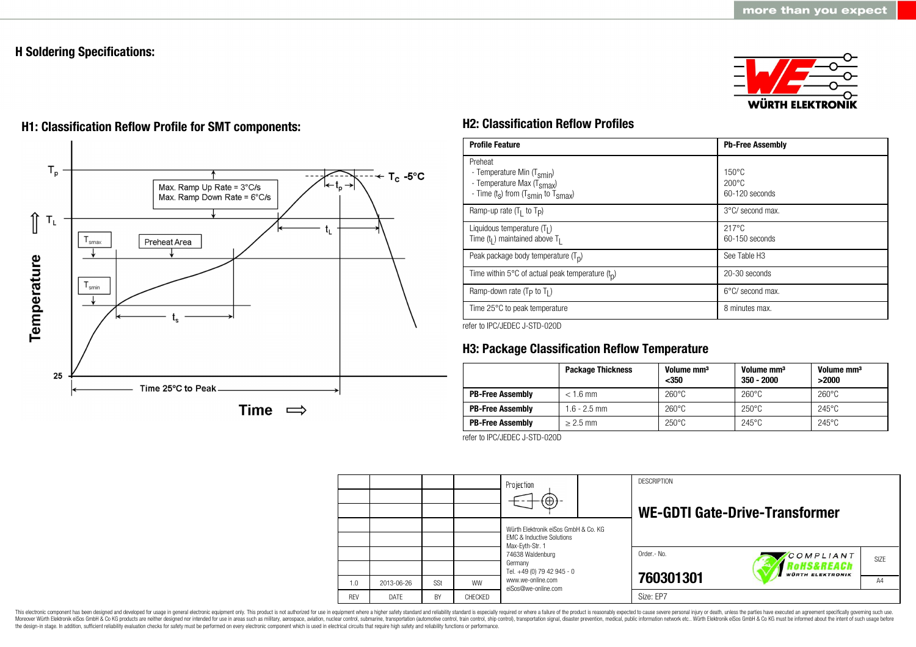## H Soldering Specifications:

### H1: Classification Reflow Profile for SMT components:

$T_p$

$T_C$ -5°C

Max. Ramp Up Rate = 3°C/s
Max. Ramp Down Rate = 6°C/s

$t_p$

$T_L$

$t_L$

$T_{smax}$

Preheat Area

$T_{smin}$

$t_s$

Temperature

25

Time 25°C to Peak

Time ⇨

### H2: Classification Reflow Profiles

| Profile Feature | Pb-Free Assembly |
|---|---|
| Preheat<br>- Temperature Min ($T_{smin}$)<br>- Temperature Max ($T_{smax}$)<br>- Time ($t_s$) from ($T_{smin}$ to $T_{smax}$) | <br>150°C<br>200°C<br>60-120 seconds |
| Ramp-up rate ($T_L$ to $T_P$) | 3°C/ second max. |
| Liquidous temperature ($T_L$)<br>Time ($t_L$) maintained above $T_L$ | 217°C<br>60-150 seconds |
| Peak package body temperature ($T_p$) | See Table H3 |
| Time within 5°C of actual peak temperature ($t_p$) | 20-30 seconds |
| Ramp-down rate ($T_P$ to $T_L$) | 6°C/ second max. |
| Time 25°C to peak temperature | 8 minutes max. |

refer to IPC/JEDEC J-STD-020D

### H3: Package Classification Reflow Temperature

| | Package Thickness | Volume mm³ <350 | Volume mm³ 350 - 2000 | Volume mm³ >2000 |
|---|---|---|---|---|
| **PB-Free Assembly** | < 1.6 mm | 260°C | 260°C | 260°C |
| **PB-Free Assembly** | 1.6 - 2.5 mm | 260°C | 250°C | 245°C |
| **PB-Free Assembly** | ≥ 2.5 mm | 250°C | 245°C | 245°C |

refer to IPC/JEDEC J-STD-020D

| | | | | |
|---|---|---|---|---|
| 1.0 | 2013-06-26 | SSt | WW | |
| REV | DATE | BY | CHECKED | |

Projection

Würth Elektronik eiSos GmbH & Co. KG
EMC & Inductive Solutions
Max-Eyth-Str. 1
74638 Waldenburg
Germany
Tel. +49 (0) 79 42 945 - 0
www.we-online.com
eiSos@we-online.com

DESCRIPTION

**WE-GDTI Gate-Drive-Transformer**

Order.- No.

**760301301**

COMPLIANT RoHS&REACh WÜRTH ELEKTRONIK

SIZE A4

Size: EP7

This electronic component has been designed and developed for usage in general electronic equipment only. This product is not authorized for use in equipment where a higher safety standard and reliability standard is especially required or where a failure of the product is reasonably expected to cause severe personal injury or death, unless the parties have executed an agreement specifically governing such use. Moreover Würth Elektronik eiSos GmbH & Co KG products are neither designed nor intended for use in areas such as military, aerospace, aviation, nuclear control, submarine, transportation (automotive control, train control, ship control), transportation signal, disaster prevention, medical, public information network etc.. Würth Elektronik eiSos GmbH & Co KG must be informed about the intent of such usage before the design-in stage. In addition, sufficient reliability evaluation checks for safety must be performed on every electronic component which is used in electrical circuits that require high safety and reliability functions or performance.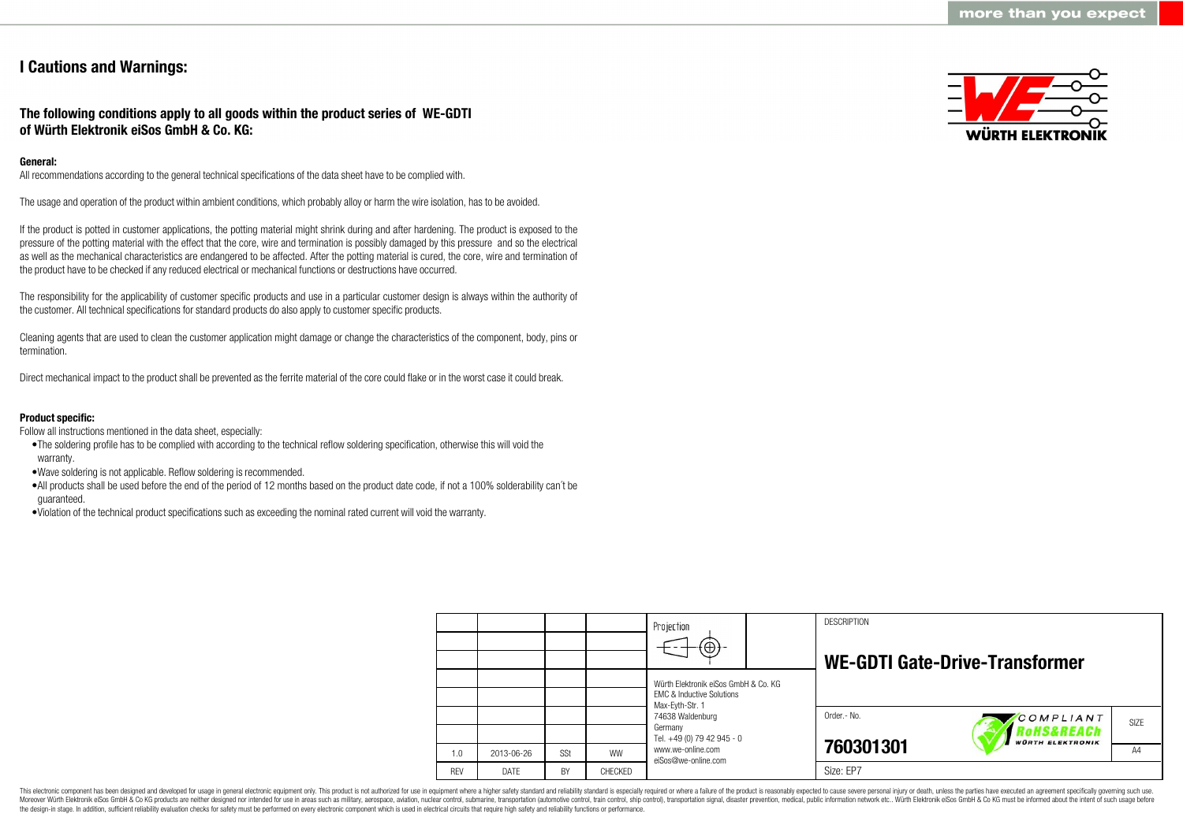# I Cautions and Warnings:

## The following conditions apply to all goods within the product series of WE-GDTI of Würth Elektronik eiSos GmbH & Co. KG:

**General:**

All recommendations according to the general technical specifications of the data sheet have to be complied with.

The usage and operation of the product within ambient conditions, which probably alloy or harm the wire isolation, has to be avoided.

If the product is potted in customer applications, the potting material might shrink during and after hardening. The product is exposed to the pressure of the potting material with the effect that the core, wire and termination is possibly damaged by this pressure and so the electrical as well as the mechanical characteristics are endangered to be affected. After the potting material is cured, the core, wire and termination of the product have to be checked if any reduced electrical or mechanical functions or destructions have occurred.

The responsibility for the applicability of customer specific products and use in a particular customer design is always within the authority of the customer. All technical specifications for standard products do also apply to customer specific products.

Cleaning agents that are used to clean the customer application might damage or change the characteristics of the component, body, pins or termination.

Direct mechanical impact to the product shall be prevented as the ferrite material of the core could flake or in the worst case it could break.

**Product specific:**

Follow all instructions mentioned in the data sheet, especially:

- The soldering profile has to be complied with according to the technical reflow soldering specification, otherwise this will void the warranty.
- Wave soldering is not applicable. Reflow soldering is recommended.
- All products shall be used before the end of the period of 12 months based on the product date code, if not a 100% solderability can´t be guaranteed.
- Violation of the technical product specifications such as exceeding the nominal rated current will void the warranty.

| REV | DATE | BY | CHECKED |
|---|---|---|---|
| 1.0 | 2013-06-26 | SSt | WW |

Projection

Würth Elektronik eiSos GmbH & Co. KG
EMC & Inductive Solutions
Max-Eyth-Str. 1
74638 Waldenburg
Germany
Tel. +49 (0) 79 42 945 - 0
www.we-online.com
eiSos@we-online.com

DESCRIPTION

**WE-GDTI Gate-Drive-Transformer**

Order.- No.

**760301301**

COMPLIANT RoHS&REACh WÜRTH ELEKTRONIK

SIZE: A4

Size: EP7

This electronic component has been designed and developed for usage in general electronic equipment only. This product is not authorized for use in equipment where a higher safety standard and reliability standard is especially required or where a failure of the product is reasonably expected to cause severe personal injury or death, unless the parties have executed an agreement specifically governing such use. Moreover Würth Elektronik eiSos GmbH & Co KG products are neither designed nor intended for use in areas such as military, aerospace, aviation, nuclear control, submarine, transportation (automotive control, train control, ship control), transportation signal, disaster prevention, medical, public information network etc.. Würth Elektronik eiSos GmbH & Co KG must be informed about the intent of such usage before the design-in stage. In addition, sufficient reliability evaluation checks for safety must be performed on every electronic component which is used in electrical circuits that require high safety and reliability functions or performance.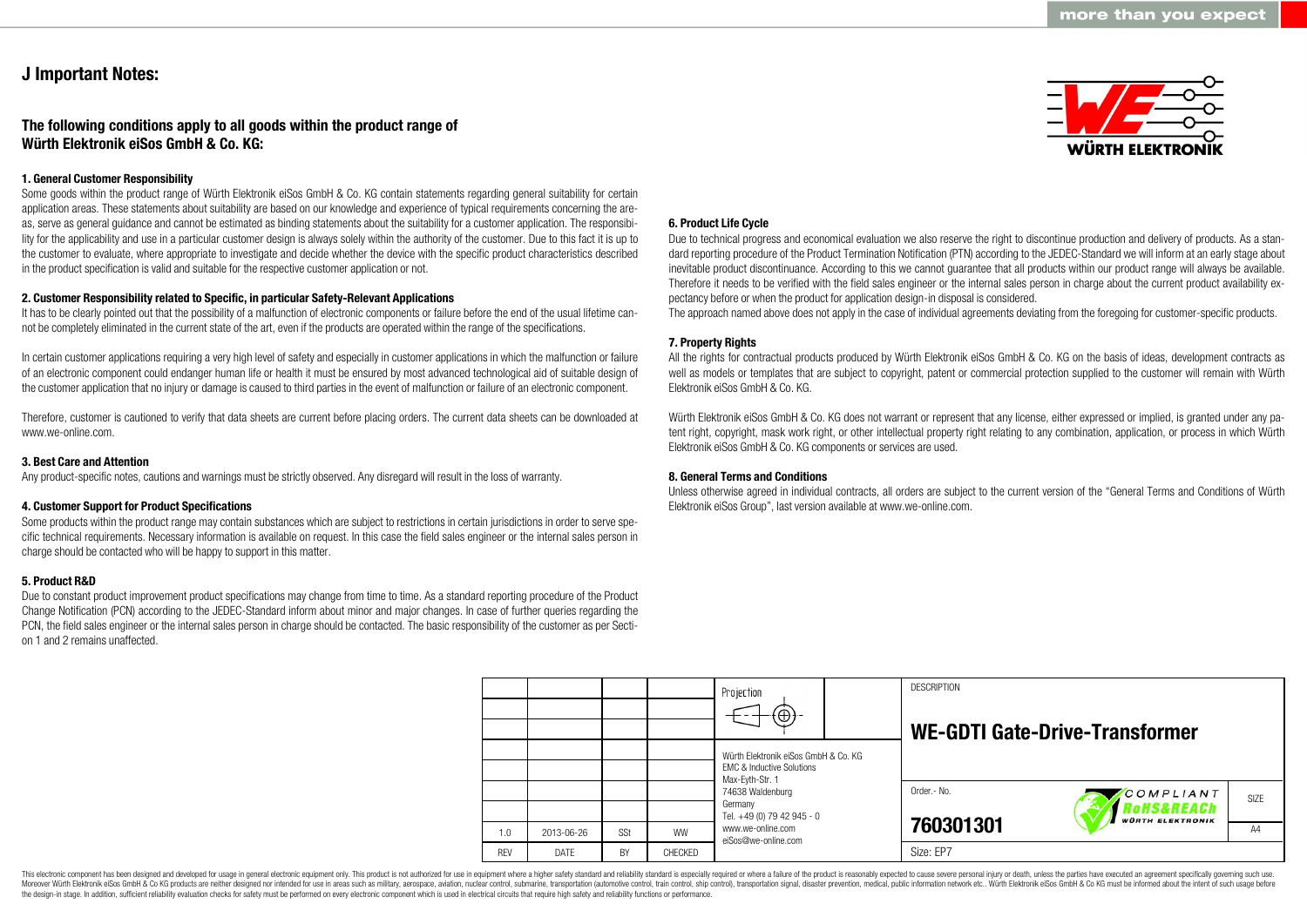## J Important Notes:

### The following conditions apply to all goods within the product range of Würth Elektronik eiSos GmbH & Co. KG:

**1. General Customer Responsibility**

Some goods within the product range of Würth Elektronik eiSos GmbH & Co. KG contain statements regarding general suitability for certain application areas. These statements about suitability are based on our knowledge and experience of typical requirements concerning the areas, serve as general guidance and cannot be estimated as binding statements about the suitability for a customer application. The responsibility for the applicability and use in a particular customer design is always solely within the authority of the customer. Due to this fact it is up to the customer to evaluate, where appropriate to investigate and decide whether the device with the specific product characteristics described in the product specification is valid and suitable for the respective customer application or not.

**2. Customer Responsibility related to Specific, in particular Safety-Relevant Applications**

It has to be clearly pointed out that the possibility of a malfunction of electronic components or failure before the end of the usual lifetime cannot be completely eliminated in the current state of the art, even if the products are operated within the range of the specifications.

In certain customer applications requiring a very high level of safety and especially in customer applications in which the malfunction or failure of an electronic component could endanger human life or health it must be ensured by most advanced technological aid of suitable design of the customer application that no injury or damage is caused to third parties in the event of malfunction or failure of an electronic component.

Therefore, customer is cautioned to verify that data sheets are current before placing orders. The current data sheets can be downloaded at www.we-online.com.

**3. Best Care and Attention**

Any product-specific notes, cautions and warnings must be strictly observed. Any disregard will result in the loss of warranty.

**4. Customer Support for Product Specifications**

Some products within the product range may contain substances which are subject to restrictions in certain jurisdictions in order to serve specific technical requirements. Necessary information is available on request. In this case the field sales engineer or the internal sales person in charge should be contacted who will be happy to support in this matter.

**5. Product R&D**

Due to constant product improvement product specifications may change from time to time. As a standard reporting procedure of the Product Change Notification (PCN) according to the JEDEC-Standard inform about minor and major changes. In case of further queries regarding the PCN, the field sales engineer or the internal sales person in charge should be contacted. The basic responsibility of the customer as per Section 1 and 2 remains unaffected.

**6. Product Life Cycle**

Due to technical progress and economical evaluation we also reserve the right to discontinue production and delivery of products. As a standard reporting procedure of the Product Termination Notification (PTN) according to the JEDEC-Standard we will inform at an early stage about inevitable product discontinuance. According to this we cannot guarantee that all products within our product range will always be available. Therefore it needs to be verified with the field sales engineer or the internal sales person in charge about the current product availability expectancy before or when the product for application design-in disposal is considered.

The approach named above does not apply in the case of individual agreements deviating from the foregoing for customer-specific products.

**7. Property Rights**

All the rights for contractual products produced by Würth Elektronik eiSos GmbH & Co. KG on the basis of ideas, development contracts as well as models or templates that are subject to copyright, patent or commercial protection supplied to the customer will remain with Würth Elektronik eiSos GmbH & Co. KG.

Würth Elektronik eiSos GmbH & Co. KG does not warrant or represent that any license, either expressed or implied, is granted under any patent right, copyright, mask work right, or other intellectual property right relating to any combination, application, or process in which Würth Elektronik eiSos GmbH & Co. KG components or services are used.

**8. General Terms and Conditions**

Unless otherwise agreed in individual contracts, all orders are subject to the current version of the "General Terms and Conditions of Würth Elektronik eiSos Group", last version available at www.we-online.com.

| | | | | | |
|---|---|---|---|---|---|
| | | | | Projection | DESCRIPTION: **WE-GDTI Gate-Drive-Transformer** |
| | | | | Würth Elektronik eiSos GmbH & Co. KG, EMC & Inductive Solutions, Max-Eyth-Str. 1, 74638 Waldenburg, Germany, Tel. +49 (0) 79 42 945 - 0, www.we-online.com, eiSos@we-online.com | Order.- No. **760301301** |
| 1.0 | 2013-06-26 | SSt | WW | | SIZE: A4 |
| REV | DATE | BY | CHECKED | | Size: EP7 |

This electronic component has been designed and developed for usage in general electronic equipment only. This product is not authorized for use in equipment where a higher safety standard and reliability standard is especially required or where a failure of the product is reasonably expected to cause severe personal injury or death, unless the parties have executed an agreement specifically governing such use. Moreover Würth Elektronik eiSos GmbH & Co KG products are neither designed nor intended for use in areas such as military, aerospace, aviation, nuclear control, submarine, transportation (automotive control, train control, ship control), transportation signal, disaster prevention, medical, public information network etc.. Würth Elektronik eiSos GmbH & Co KG must be informed about the intent of such usage before the design-in stage. In addition, sufficient reliability evaluation checks for safety must be performed on every electronic component which is used in electrical circuits that require high safety and reliability functions or performance.